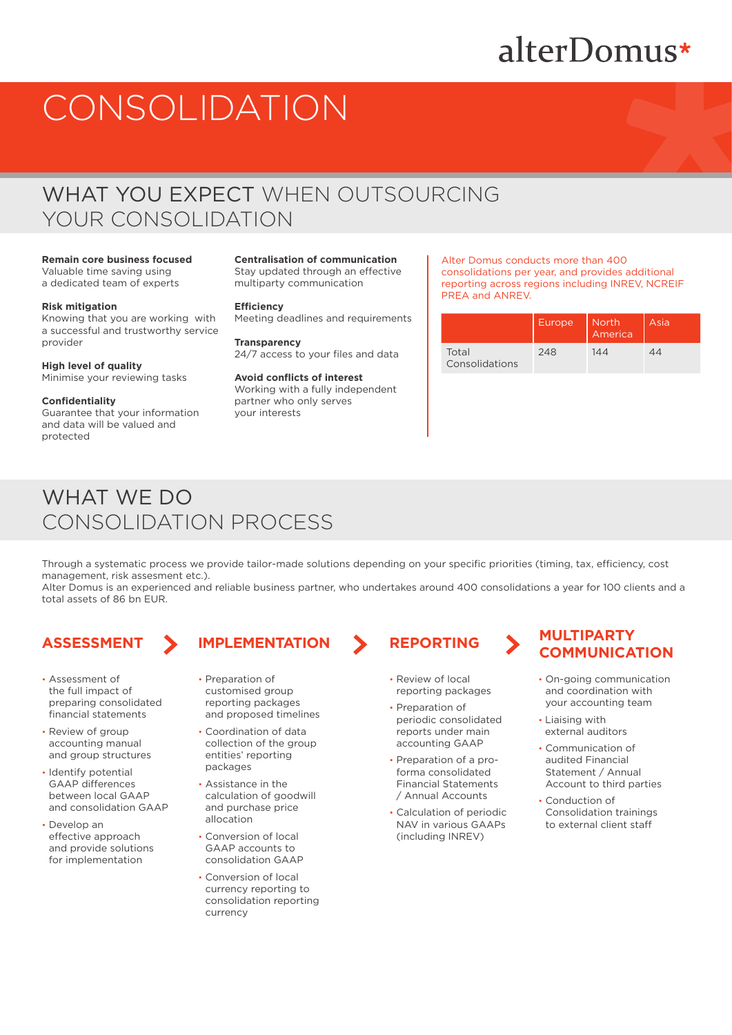alterDomus*

# CONSOLIDATION

## WHAT YOU EXPECT WHEN OUTSOURCING YOUR CONSOLIDATION

**Remain core business focused**
Valuable time saving using a dedicated team of experts

**Risk mitigation**
Knowing that you are working with a successful and trustworthy service provider

**High level of quality**
Minimise your reviewing tasks

**Confidentiality**
Guarantee that your information and data will be valued and protected

**Centralisation of communication**
Stay updated through an effective multiparty communication

**Efficiency**
Meeting deadlines and requirements

**Transparency**
24/7 access to your files and data

**Avoid conflicts of interest**
Working with a fully independent partner who only serves your interests

Alter Domus conducts more than 400 consolidations per year, and provides additional reporting across regions including INREV, NCREIF PREA and ANREV.

| | Europe | North America | Asia |
|---|---|---|---|
| Total Consolidations | 248 | 144 | 44 |

## WHAT WE DO CONSOLIDATION PROCESS

Through a systematic process we provide tailor-made solutions depending on your specific priorities (timing, tax, efficiency, cost management, risk assesment etc.).
Alter Domus is an experienced and reliable business partner, who undertakes around 400 consolidations a year for 100 clients and a total assets of 86 bn EUR.

### ASSESSMENT

- Assessment of the full impact of preparing consolidated financial statements
- Review of group accounting manual and group structures
- Identify potential GAAP differences between local GAAP and consolidation GAAP
- Develop an effective approach and provide solutions for implementation

### IMPLEMENTATION

- Preparation of customised group reporting packages and proposed timelines
- Coordination of data collection of the group entities' reporting packages
- Assistance in the calculation of goodwill and purchase price allocation
- Conversion of local GAAP accounts to consolidation GAAP
- Conversion of local currency reporting to consolidation reporting currency

### REPORTING

- Review of local reporting packages
- Preparation of periodic consolidated reports under main accounting GAAP
- Preparation of a pro-forma consolidated Financial Statements / Annual Accounts
- Calculation of periodic NAV in various GAAPs (including INREV)

### MULTIPARTY COMMUNICATION

- On-going communication and coordination with your accounting team
- Liaising with external auditors
- Communication of audited Financial Statement / Annual Account to third parties
- Conduction of Consolidation trainings to external client staff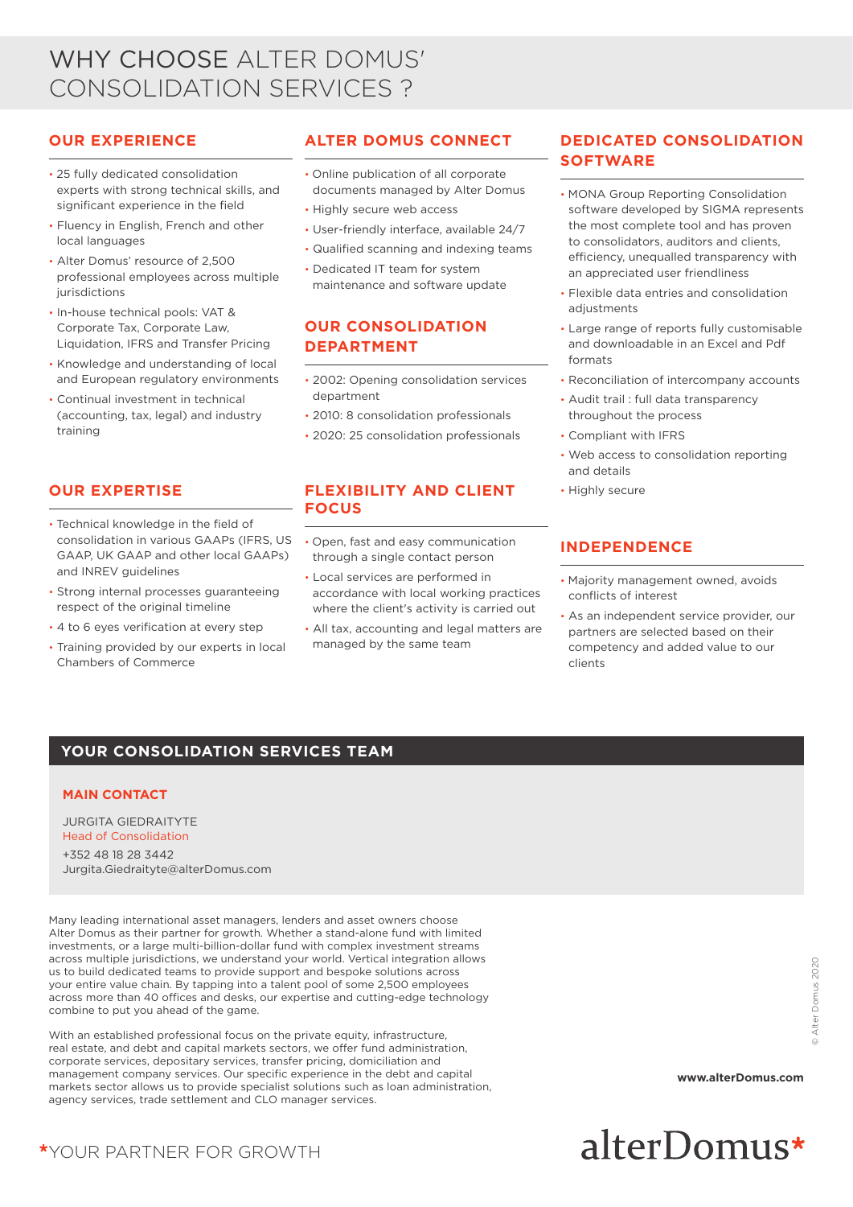# WHY CHOOSE ALTER DOMUS' CONSOLIDATION SERVICES ?

## OUR EXPERIENCE

- 25 fully dedicated consolidation experts with strong technical skills, and significant experience in the field
- Fluency in English, French and other local languages
- Alter Domus' resource of 2,500 professional employees across multiple jurisdictions
- In-house technical pools: VAT & Corporate Tax, Corporate Law, Liquidation, IFRS and Transfer Pricing
- Knowledge and understanding of local and European regulatory environments
- Continual investment in technical (accounting, tax, legal) and industry training

## OUR EXPERTISE

- Technical knowledge in the field of consolidation in various GAAPs (IFRS, US GAAP, UK GAAP and other local GAAPs) and INREV guidelines
- Strong internal processes guaranteeing respect of the original timeline
- 4 to 6 eyes verification at every step
- Training provided by our experts in local Chambers of Commerce

## ALTER DOMUS CONNECT

- Online publication of all corporate documents managed by Alter Domus
- Highly secure web access
- User-friendly interface, available 24/7
- Qualified scanning and indexing teams
- Dedicated IT team for system maintenance and software update

## OUR CONSOLIDATION DEPARTMENT

- 2002: Opening consolidation services department
- 2010: 8 consolidation professionals
- 2020: 25 consolidation professionals

## FLEXIBILITY AND CLIENT FOCUS

- Open, fast and easy communication through a single contact person
- Local services are performed in accordance with local working practices where the client's activity is carried out
- All tax, accounting and legal matters are managed by the same team

## DEDICATED CONSOLIDATION SOFTWARE

- MONA Group Reporting Consolidation software developed by SIGMA represents the most complete tool and has proven to consolidators, auditors and clients, efficiency, unequalled transparency with an appreciated user friendliness
- Flexible data entries and consolidation adjustments
- Large range of reports fully customisable and downloadable in an Excel and Pdf formats
- Reconciliation of intercompany accounts
- Audit trail : full data transparency throughout the process
- Compliant with IFRS
- Web access to consolidation reporting and details
- Highly secure

## INDEPENDENCE

- Majority management owned, avoids conflicts of interest
- As an independent service provider, our partners are selected based on their competency and added value to our clients

## YOUR CONSOLIDATION SERVICES TEAM

### MAIN CONTACT

JURGITA GIEDRAITYTE
Head of Consolidation
+352 48 18 28 3442
Jurgita.Giedraityte@alterDomus.com

Many leading international asset managers, lenders and asset owners choose Alter Domus as their partner for growth. Whether a stand-alone fund with limited investments, or a large multi-billion-dollar fund with complex investment streams across multiple jurisdictions, we understand your world. Vertical integration allows us to build dedicated teams to provide support and bespoke solutions across your entire value chain. By tapping into a talent pool of some 2,500 employees across more than 40 offices and desks, our expertise and cutting-edge technology combine to put you ahead of the game.

With an established professional focus on the private equity, infrastructure, real estate, and debt and capital markets sectors, we offer fund administration, corporate services, depositary services, transfer pricing, domiciliation and management company services. Our specific experience in the debt and capital markets sector allows us to provide specialist solutions such as loan administration, agency services, trade settlement and CLO manager services.

© Alter Domus 2020

**www.alterDomus.com**

*YOUR PARTNER FOR GROWTH

alterDomus*